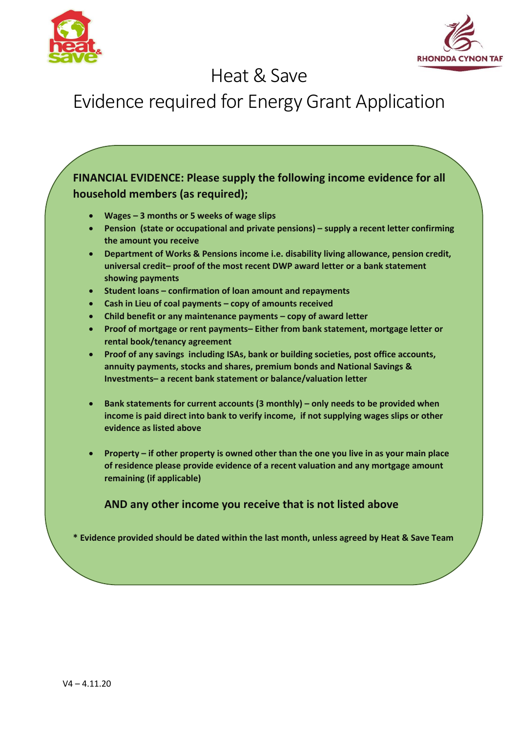# Heat & Save

## Evidence required for Energy Grant Application

**FINANCIAL EVIDENCE: Please supply the following income evidence for all household members (as required);**

- **Wages – 3 months or 5 weeks of wage slips**
- **Pension (state or occupational and private pensions) – supply a recent letter confirming the amount you receive**
- **Department of Works & Pensions income i.e. disability living allowance, pension credit, universal credit– proof of the most recent DWP award letter or a bank statement showing payments**
- **Student loans – confirmation of loan amount and repayments**
- **Cash in Lieu of coal payments – copy of amounts received**
- **Child benefit or any maintenance payments – copy of award letter**
- **Proof of mortgage or rent payments– Either from bank statement, mortgage letter or rental book/tenancy agreement**
- **Proof of any savings including ISAs, bank or building societies, post office accounts, annuity payments, stocks and shares, premium bonds and National Savings & Investments– a recent bank statement or balance/valuation letter**
- **Bank statements for current accounts (3 monthly) – only needs to be provided when income is paid direct into bank to verify income, if not supplying wages slips or other evidence as listed above**
- **Property – if other property is owned other than the one you live in as your main place of residence please provide evidence of a recent valuation and any mortgage amount remaining (if applicable)**

**AND any other income you receive that is not listed above**

**\* Evidence provided should be dated within the last month, unless agreed by Heat & Save Team**

V4 – 4.11.20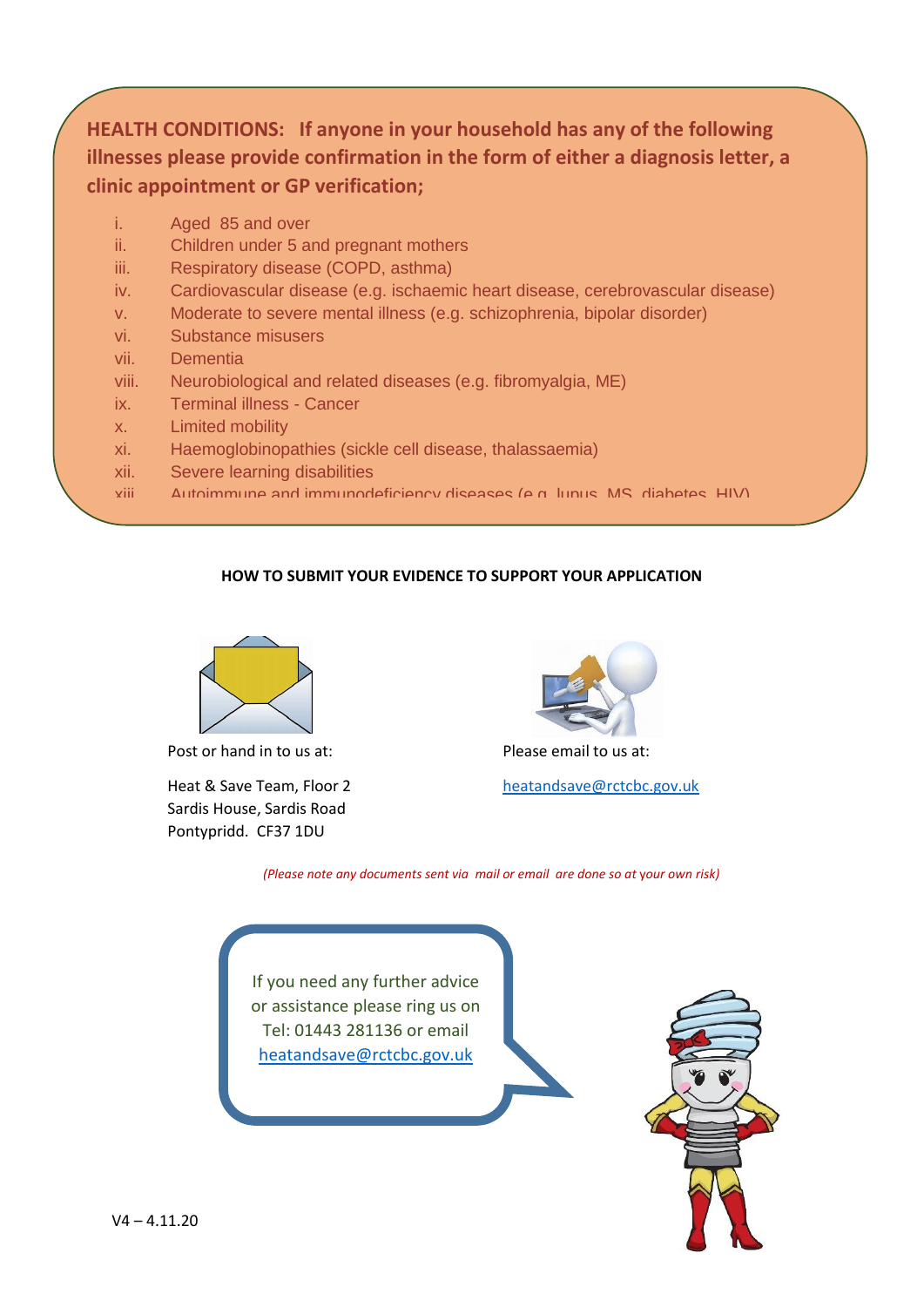**HEALTH CONDITIONS: If anyone in your household has any of the following illnesses please provide confirmation in the form of either a diagnosis letter, a clinic appointment or GP verification;**

i. Aged 85 and over
ii. Children under 5 and pregnant mothers
iii. Respiratory disease (COPD, asthma)
iv. Cardiovascular disease (e.g. ischaemic heart disease, cerebrovascular disease)
v. Moderate to severe mental illness (e.g. schizophrenia, bipolar disorder)
vi. Substance misusers
vii. Dementia
viii. Neurobiological and related diseases (e.g. fibromyalgia, ME)
ix. Terminal illness - Cancer
x. Limited mobility
xi. Haemoglobinopathies (sickle cell disease, thalassaemia)
xii. Severe learning disabilities
xiii. Autoimmune and immunodeficiency diseases (e.g. lupus, MS, diabetes, HIV)

**HOW TO SUBMIT YOUR EVIDENCE TO SUPPORT YOUR APPLICATION**

Post or hand in to us at:

Heat & Save Team, Floor 2
Sardis House, Sardis Road
Pontypridd. CF37 1DU

Please email to us at:

heatandsave@rctcbc.gov.uk

*(Please note any documents sent via mail or email are done so at your own risk)*

If you need any further advice or assistance please ring us on Tel: 01443 281136 or email heatandsave@rctcbc.gov.uk

V4 – 4.11.20